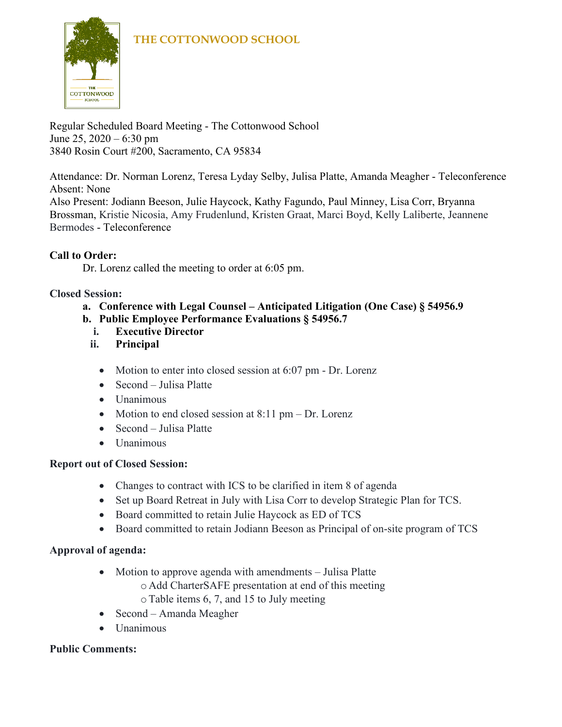# THE COTTONWOOD SCHOOL

Regular Scheduled Board Meeting - The Cottonwood School
June 25, 2020 – 6:30 pm
3840 Rosin Court #200, Sacramento, CA 95834

Attendance: Dr. Norman Lorenz, Teresa Lyday Selby, Julisa Platte, Amanda Meagher - Teleconference
Absent: None
Also Present: Jodiann Beeson, Julie Haycock, Kathy Fagundo, Paul Minney, Lisa Corr, Bryanna Brossman, Kristie Nicosia, Amy Frudenlund, Kristen Graat, Marci Boyd, Kelly Laliberte, Jeannene Bermodes - Teleconference

**Call to Order:**

Dr. Lorenz called the meeting to order at 6:05 pm.

**Closed Session:**

a. **Conference with Legal Counsel – Anticipated Litigation (One Case) § 54956.9**
b. **Public Employee Performance Evaluations § 54956.7**
   i. **Executive Director**
   ii. **Principal**

- Motion to enter into closed session at 6:07 pm - Dr. Lorenz
- Second – Julisa Platte
- Unanimous
- Motion to end closed session at 8:11 pm – Dr. Lorenz
- Second – Julisa Platte
- Unanimous

**Report out of Closed Session:**

- Changes to contract with ICS to be clarified in item 8 of agenda
- Set up Board Retreat in July with Lisa Corr to develop Strategic Plan for TCS.
- Board committed to retain Julie Haycock as ED of TCS
- Board committed to retain Jodiann Beeson as Principal of on-site program of TCS

**Approval of agenda:**

- Motion to approve agenda with amendments – Julisa Platte
  - Add CharterSAFE presentation at end of this meeting
  - Table items 6, 7, and 15 to July meeting
- Second – Amanda Meagher
- Unanimous

**Public Comments:**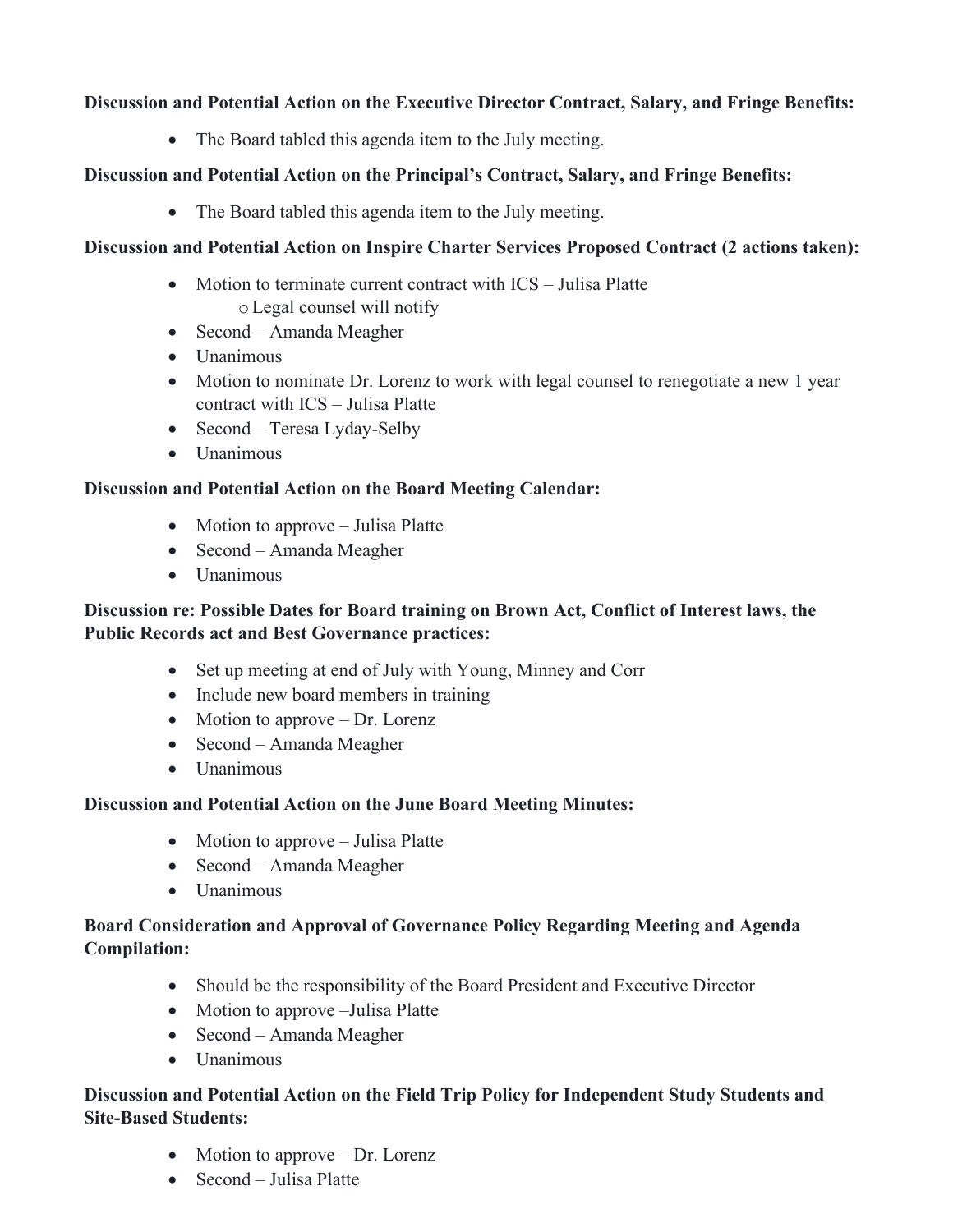**Discussion and Potential Action on the Executive Director Contract, Salary, and Fringe Benefits:**

- The Board tabled this agenda item to the July meeting.

**Discussion and Potential Action on the Principal's Contract, Salary, and Fringe Benefits:**

- The Board tabled this agenda item to the July meeting.

**Discussion and Potential Action on Inspire Charter Services Proposed Contract (2 actions taken):**

- Motion to terminate current contract with ICS – Julisa Platte
  - Legal counsel will notify
- Second – Amanda Meagher
- Unanimous
- Motion to nominate Dr. Lorenz to work with legal counsel to renegotiate a new 1 year contract with ICS – Julisa Platte
- Second – Teresa Lyday-Selby
- Unanimous

**Discussion and Potential Action on the Board Meeting Calendar:**

- Motion to approve – Julisa Platte
- Second – Amanda Meagher
- Unanimous

**Discussion re: Possible Dates for Board training on Brown Act, Conflict of Interest laws, the Public Records act and Best Governance practices:**

- Set up meeting at end of July with Young, Minney and Corr
- Include new board members in training
- Motion to approve – Dr. Lorenz
- Second – Amanda Meagher
- Unanimous

**Discussion and Potential Action on the June Board Meeting Minutes:**

- Motion to approve – Julisa Platte
- Second – Amanda Meagher
- Unanimous

**Board Consideration and Approval of Governance Policy Regarding Meeting and Agenda Compilation:**

- Should be the responsibility of the Board President and Executive Director
- Motion to approve –Julisa Platte
- Second – Amanda Meagher
- Unanimous

**Discussion and Potential Action on the Field Trip Policy for Independent Study Students and Site-Based Students:**

- Motion to approve – Dr. Lorenz
- Second – Julisa Platte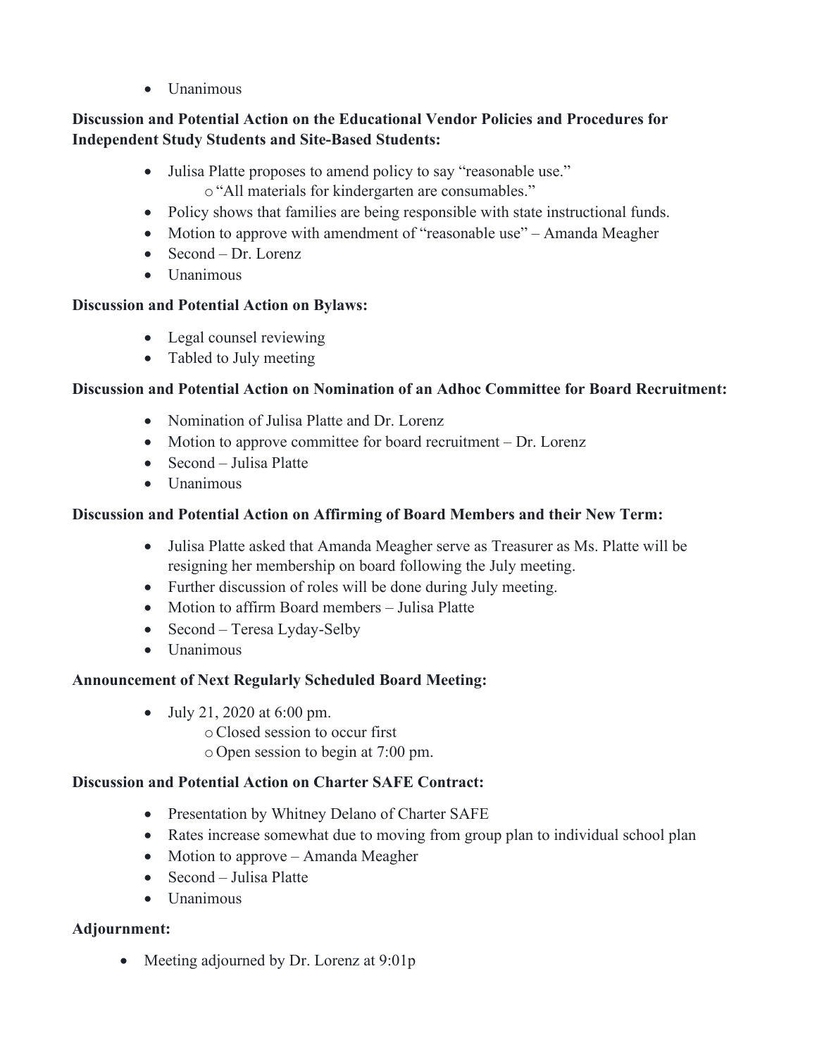- Unanimous

**Discussion and Potential Action on the Educational Vendor Policies and Procedures for Independent Study Students and Site-Based Students:**

- Julisa Platte proposes to amend policy to say "reasonable use."
  - "All materials for kindergarten are consumables."
- Policy shows that families are being responsible with state instructional funds.
- Motion to approve with amendment of "reasonable use" – Amanda Meagher
- Second – Dr. Lorenz
- Unanimous

**Discussion and Potential Action on Bylaws:**

- Legal counsel reviewing
- Tabled to July meeting

**Discussion and Potential Action on Nomination of an Adhoc Committee for Board Recruitment:**

- Nomination of Julisa Platte and Dr. Lorenz
- Motion to approve committee for board recruitment – Dr. Lorenz
- Second – Julisa Platte
- Unanimous

**Discussion and Potential Action on Affirming of Board Members and their New Term:**

- Julisa Platte asked that Amanda Meagher serve as Treasurer as Ms. Platte will be resigning her membership on board following the July meeting.
- Further discussion of roles will be done during July meeting.
- Motion to affirm Board members – Julisa Platte
- Second – Teresa Lyday-Selby
- Unanimous

**Announcement of Next Regularly Scheduled Board Meeting:**

- July 21, 2020 at 6:00 pm.
  - Closed session to occur first
  - Open session to begin at 7:00 pm.

**Discussion and Potential Action on Charter SAFE Contract:**

- Presentation by Whitney Delano of Charter SAFE
- Rates increase somewhat due to moving from group plan to individual school plan
- Motion to approve – Amanda Meagher
- Second – Julisa Platte
- Unanimous

**Adjournment:**

- Meeting adjourned by Dr. Lorenz at 9:01p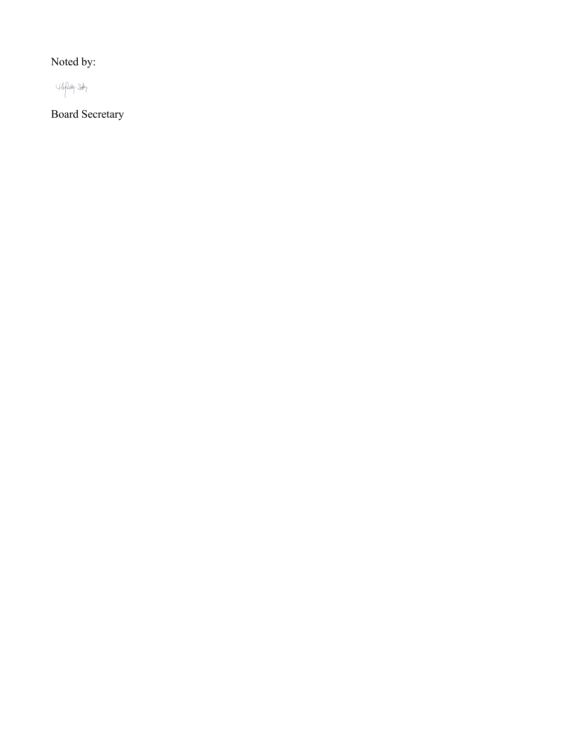Noted by:

Board Secretary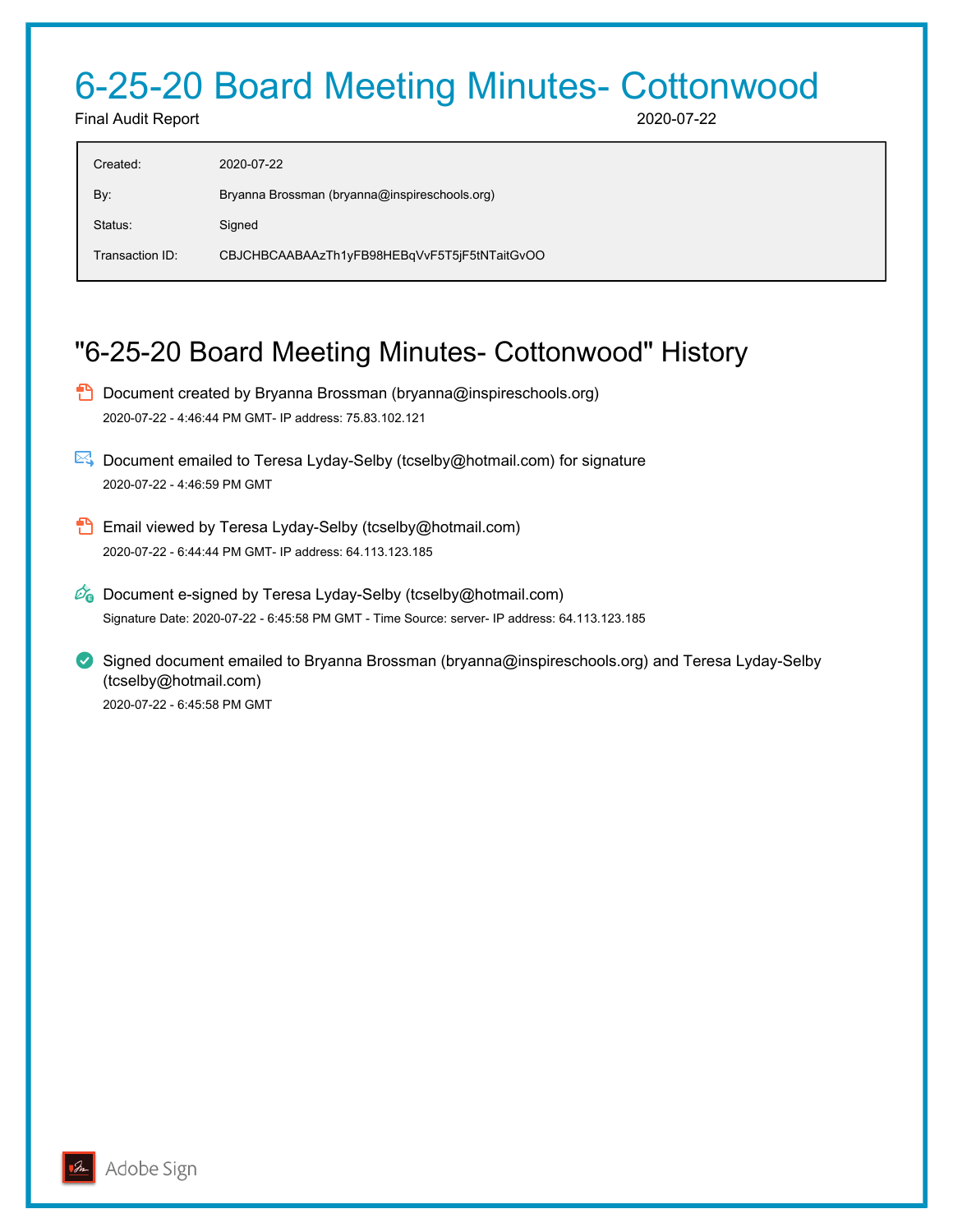# 6-25-20 Board Meeting Minutes- Cottonwood

Final Audit Report 2020-07-22

| | |
|---|---|
| Created: | 2020-07-22 |
| By: | Bryanna Brossman (bryanna@inspireschools.org) |
| Status: | Signed |
| Transaction ID: | CBJCHBCAABAAzTh1yFB98HEBqVvF5T5jF5tNTaitGvOO |

## "6-25-20 Board Meeting Minutes- Cottonwood" History

- Document created by Bryanna Brossman (bryanna@inspireschools.org)
  2020-07-22 - 4:46:44 PM GMT- IP address: 75.83.102.121

- Document emailed to Teresa Lyday-Selby (tcselby@hotmail.com) for signature
  2020-07-22 - 4:46:59 PM GMT

- Email viewed by Teresa Lyday-Selby (tcselby@hotmail.com)
  2020-07-22 - 6:44:44 PM GMT- IP address: 64.113.123.185

- Document e-signed by Teresa Lyday-Selby (tcselby@hotmail.com)
  Signature Date: 2020-07-22 - 6:45:58 PM GMT - Time Source: server- IP address: 64.113.123.185

- Signed document emailed to Bryanna Brossman (bryanna@inspireschools.org) and Teresa Lyday-Selby (tcselby@hotmail.com)
  2020-07-22 - 6:45:58 PM GMT

Adobe Sign